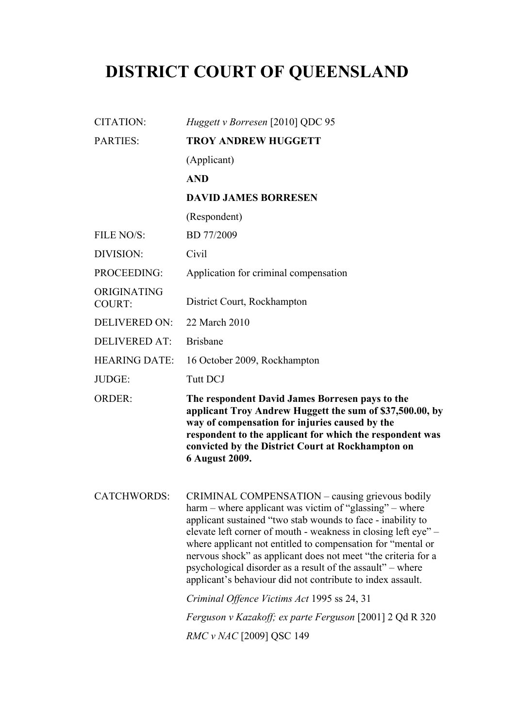# DISTRICT COURT OF QUEENSLAND

| | |
|---|---|
| CITATION: | *Huggett v Borresen* [2010] QDC 95 |
| PARTIES: | **TROY ANDREW HUGGETT**<br>(Applicant)<br>**AND**<br>**DAVID JAMES BORRESEN**<br>(Respondent) |
| FILE NO/S: | BD 77/2009 |
| DIVISION: | Civil |
| PROCEEDING: | Application for criminal compensation |
| ORIGINATING COURT: | District Court, Rockhampton |
| DELIVERED ON: | 22 March 2010 |
| DELIVERED AT: | Brisbane |
| HEARING DATE: | 16 October 2009, Rockhampton |
| JUDGE: | Tutt DCJ |
| ORDER: | **The respondent David James Borresen pays to the applicant Troy Andrew Huggett the sum of $37,500.00, by way of compensation for injuries caused by the respondent to the applicant for which the respondent was convicted by the District Court at Rockhampton on 6 August 2009.** |
| CATCHWORDS: | CRIMINAL COMPENSATION – causing grievous bodily harm – where applicant was victim of "glassing" – where applicant sustained "two stab wounds to face - inability to elevate left corner of mouth - weakness in closing left eye" – where applicant not entitled to compensation for "mental or nervous shock" as applicant does not meet "the criteria for a psychological disorder as a result of the assault" – where applicant's behaviour did not contribute to index assault.<br><br>*Criminal Offence Victims Act* 1995 ss 24, 31<br><br>*Ferguson v Kazakoff; ex parte Ferguson* [2001] 2 Qd R 320<br><br>*RMC v NAC* [2009] QSC 149 |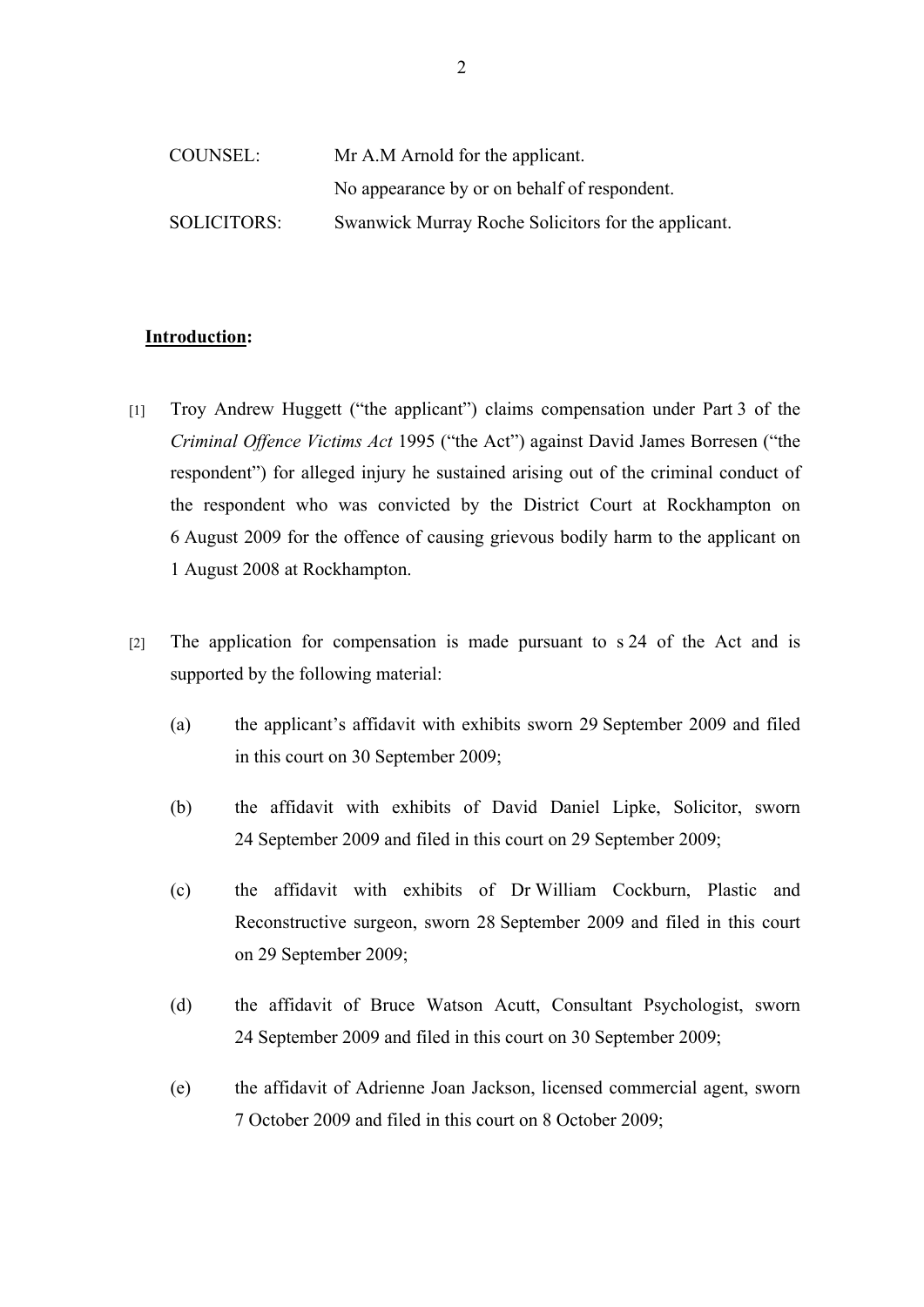| COUNSEL: | Mr A.M Arnold for the applicant. |
| --- | --- |
| | No appearance by or on behalf of respondent. |
| SOLICITORS: | Swanwick Murray Roche Solicitors for the applicant. |

**<u>Introduction</u>:**

[1] Troy Andrew Huggett ("the applicant") claims compensation under Part 3 of the *Criminal Offence Victims Act* 1995 ("the Act") against David James Borresen ("the respondent") for alleged injury he sustained arising out of the criminal conduct of the respondent who was convicted by the District Court at Rockhampton on 6 August 2009 for the offence of causing grievous bodily harm to the applicant on 1 August 2008 at Rockhampton.

[2] The application for compensation is made pursuant to s 24 of the Act and is supported by the following material:

(a) the applicant's affidavit with exhibits sworn 29 September 2009 and filed in this court on 30 September 2009;

(b) the affidavit with exhibits of David Daniel Lipke, Solicitor, sworn 24 September 2009 and filed in this court on 29 September 2009;

(c) the affidavit with exhibits of Dr William Cockburn, Plastic and Reconstructive surgeon, sworn 28 September 2009 and filed in this court on 29 September 2009;

(d) the affidavit of Bruce Watson Acutt, Consultant Psychologist, sworn 24 September 2009 and filed in this court on 30 September 2009;

(e) the affidavit of Adrienne Joan Jackson, licensed commercial agent, sworn 7 October 2009 and filed in this court on 8 October 2009;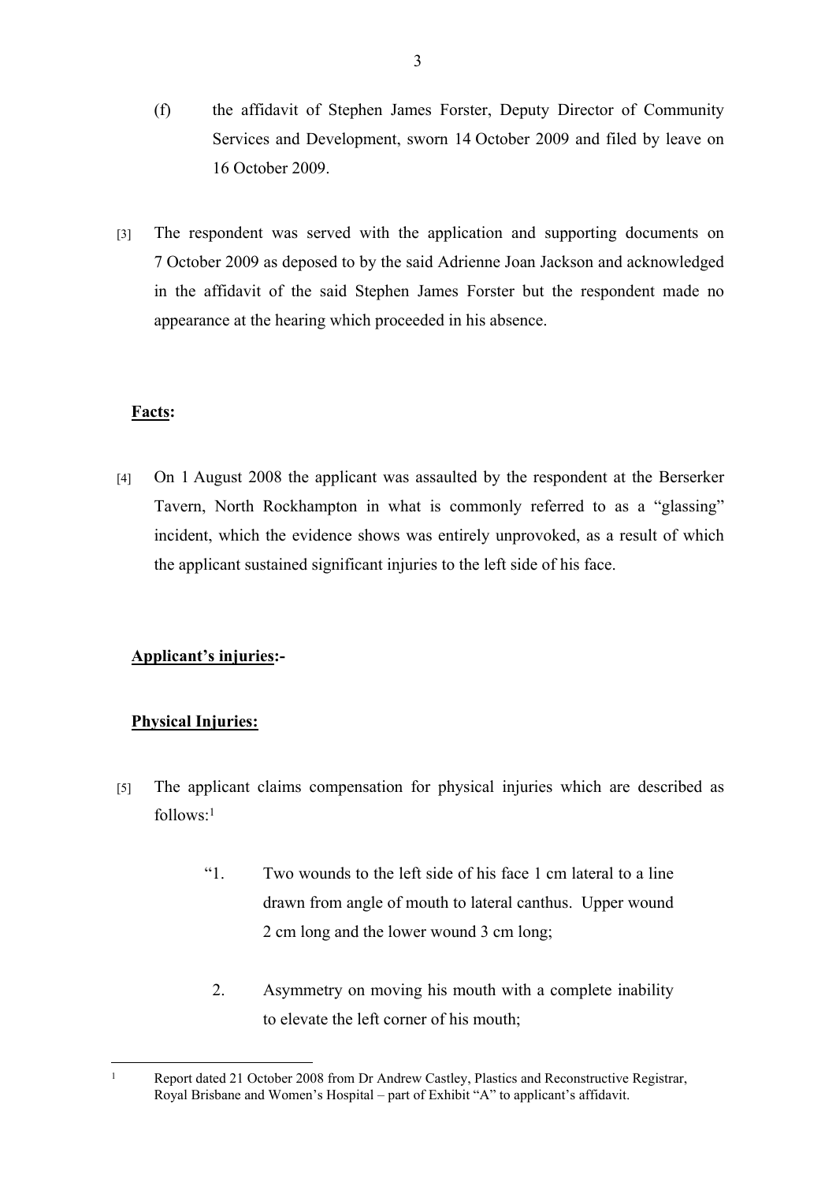(f) the affidavit of Stephen James Forster, Deputy Director of Community Services and Development, sworn 14 October 2009 and filed by leave on 16 October 2009.

[3] The respondent was served with the application and supporting documents on 7 October 2009 as deposed to by the said Adrienne Joan Jackson and acknowledged in the affidavit of the said Stephen James Forster but the respondent made no appearance at the hearing which proceeded in his absence.

**<u>Facts</u>:**

[4] On 1 August 2008 the applicant was assaulted by the respondent at the Berserker Tavern, North Rockhampton in what is commonly referred to as a "glassing" incident, which the evidence shows was entirely unprovoked, as a result of which the applicant sustained significant injuries to the left side of his face.

**<u>Applicant's injuries</u>:-**

**<u>Physical Injuries:</u>**

[5] The applicant claims compensation for physical injuries which are described as follows:[1]

> "1. Two wounds to the left side of his face 1 cm lateral to a line drawn from angle of mouth to lateral canthus. Upper wound 2 cm long and the lower wound 3 cm long;
>
> 2. Asymmetry on moving his mouth with a complete inability to elevate the left corner of his mouth;

[1] Report dated 21 October 2008 from Dr Andrew Castley, Plastics and Reconstructive Registrar, Royal Brisbane and Women's Hospital – part of Exhibit "A" to applicant's affidavit.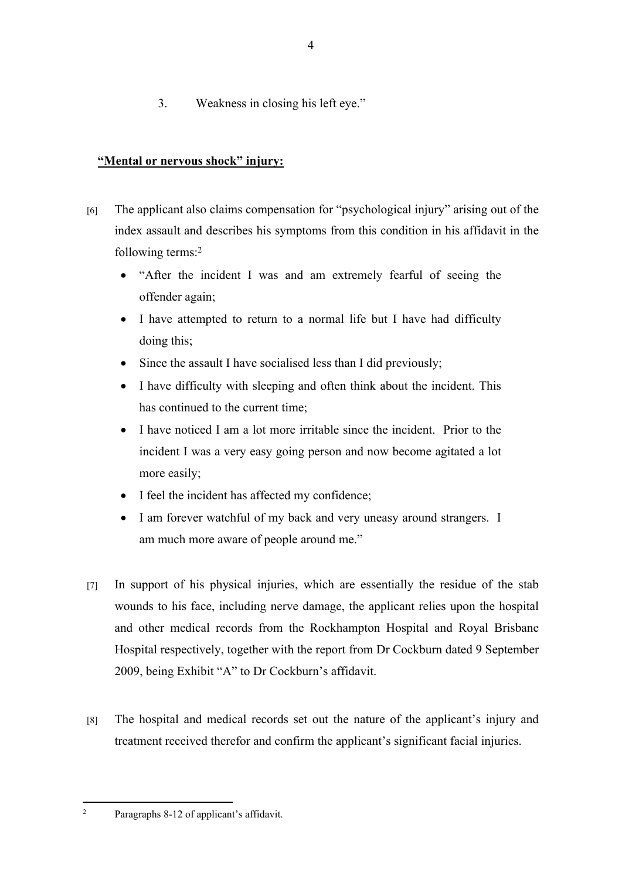3. Weakness in closing his left eye."

**<u>"Mental or nervous shock" injury:</u>**

[6] The applicant also claims compensation for "psychological injury" arising out of the index assault and describes his symptoms from this condition in his affidavit in the following terms:[2]

- "After the incident I was and am extremely fearful of seeing the offender again;
- I have attempted to return to a normal life but I have had difficulty doing this;
- Since the assault I have socialised less than I did previously;
- I have difficulty with sleeping and often think about the incident. This has continued to the current time;
- I have noticed I am a lot more irritable since the incident. Prior to the incident I was a very easy going person and now become agitated a lot more easily;
- I feel the incident has affected my confidence;
- I am forever watchful of my back and very uneasy around strangers. I am much more aware of people around me."

[7] In support of his physical injuries, which are essentially the residue of the stab wounds to his face, including nerve damage, the applicant relies upon the hospital and other medical records from the Rockhampton Hospital and Royal Brisbane Hospital respectively, together with the report from Dr Cockburn dated 9 September 2009, being Exhibit "A" to Dr Cockburn's affidavit.

[8] The hospital and medical records set out the nature of the applicant's injury and treatment received therefor and confirm the applicant's significant facial injuries.

---

[2] Paragraphs 8-12 of applicant's affidavit.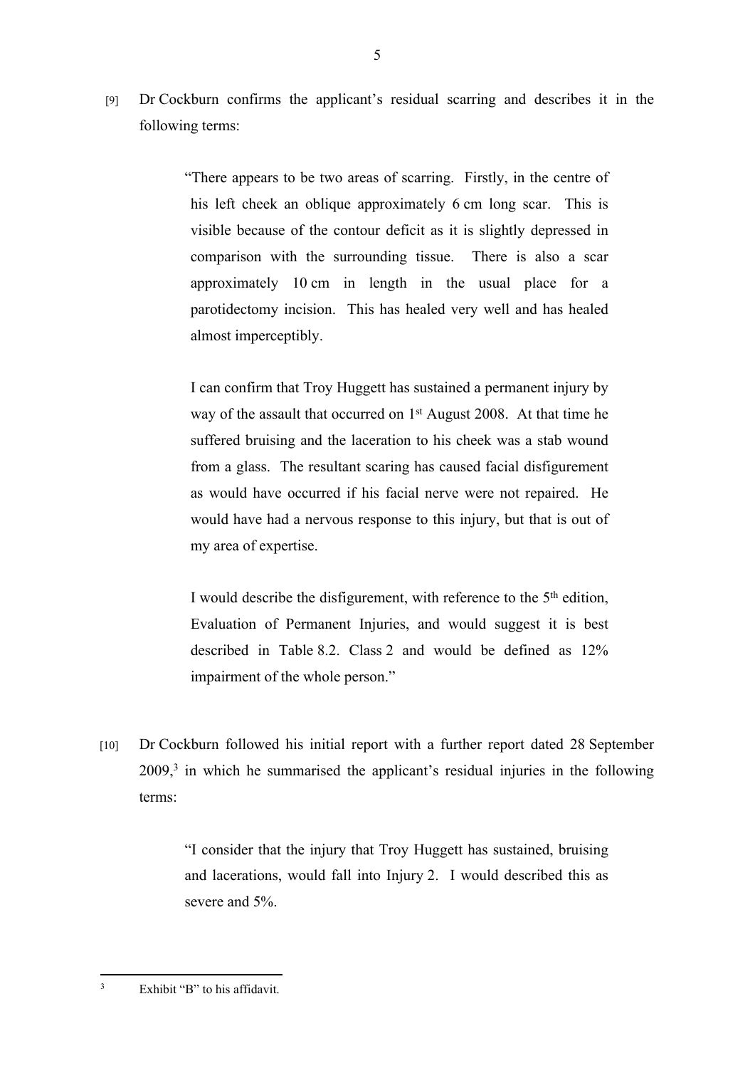[9] Dr Cockburn confirms the applicant's residual scarring and describes it in the following terms:

> "There appears to be two areas of scarring. Firstly, in the centre of his left cheek an oblique approximately 6 cm long scar. This is visible because of the contour deficit as it is slightly depressed in comparison with the surrounding tissue. There is also a scar approximately 10 cm in length in the usual place for a parotidectomy incision. This has healed very well and has healed almost imperceptibly.
>
> I can confirm that Troy Huggett has sustained a permanent injury by way of the assault that occurred on 1st August 2008. At that time he suffered bruising and the laceration to his cheek was a stab wound from a glass. The resultant scaring has caused facial disfigurement as would have occurred if his facial nerve were not repaired. He would have had a nervous response to this injury, but that is out of my area of expertise.
>
> I would describe the disfigurement, with reference to the 5th edition, Evaluation of Permanent Injuries, and would suggest it is best described in Table 8.2. Class 2 and would be defined as 12% impairment of the whole person."

[10] Dr Cockburn followed his initial report with a further report dated 28 September 2009,[3] in which he summarised the applicant's residual injuries in the following terms:

> "I consider that the injury that Troy Huggett has sustained, bruising and lacerations, would fall into Injury 2. I would described this as severe and 5%.

---

[3] Exhibit "B" to his affidavit.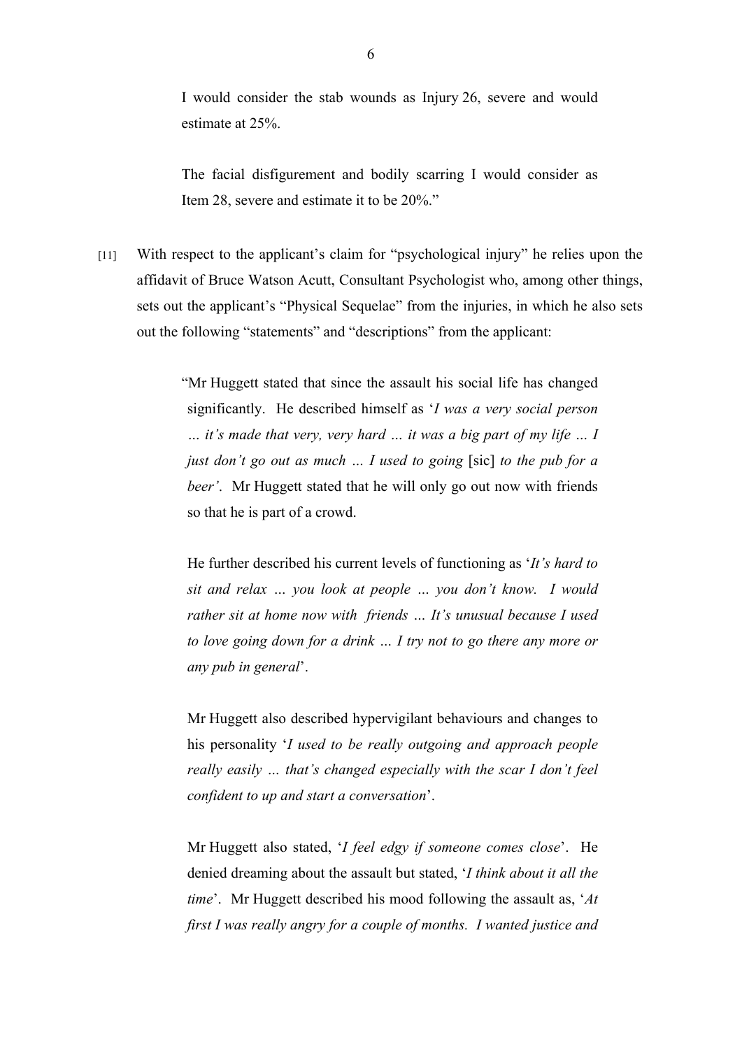> I would consider the stab wounds as Injury 26, severe and would estimate at 25%.
>
> The facial disfigurement and bodily scarring I would consider as Item 28, severe and estimate it to be 20%."

[11] With respect to the applicant's claim for "psychological injury" he relies upon the affidavit of Bruce Watson Acutt, Consultant Psychologist who, among other things, sets out the applicant's "Physical Sequelae" from the injuries, in which he also sets out the following "statements" and "descriptions" from the applicant:

> "Mr Huggett stated that since the assault his social life has changed significantly. He described himself as '*I was a very social person … it's made that very, very hard … it was a big part of my life … I just don't go out as much … I used to going* [sic] *to the pub for a beer'*. Mr Huggett stated that he will only go out now with friends so that he is part of a crowd.
>
> He further described his current levels of functioning as '*It's hard to sit and relax … you look at people … you don't know. I would rather sit at home now with friends … It's unusual because I used to love going down for a drink … I try not to go there any more or any pub in general*'.
>
> Mr Huggett also described hypervigilant behaviours and changes to his personality '*I used to be really outgoing and approach people really easily … that's changed especially with the scar I don't feel confident to up and start a conversation*'.
>
> Mr Huggett also stated, '*I feel edgy if someone comes close*'. He denied dreaming about the assault but stated, '*I think about it all the time*'. Mr Huggett described his mood following the assault as, '*At first I was really angry for a couple of months. I wanted justice and*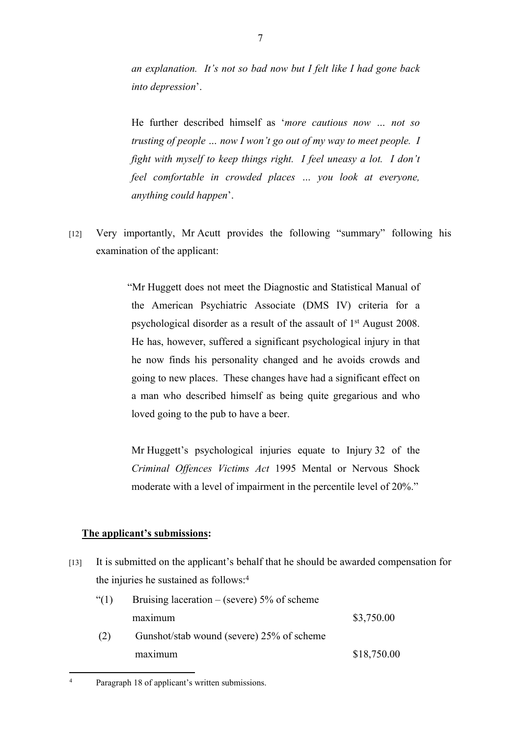*an explanation. It's not so bad now but I felt like I had gone back into depression*'.

He further described himself as '*more cautious now … not so trusting of people … now I won't go out of my way to meet people. I fight with myself to keep things right. I feel uneasy a lot. I don't feel comfortable in crowded places … you look at everyone, anything could happen*'.

[12] Very importantly, Mr Acutt provides the following "summary" following his examination of the applicant:

> "Mr Huggett does not meet the Diagnostic and Statistical Manual of the American Psychiatric Associate (DMS IV) criteria for a psychological disorder as a result of the assault of 1st August 2008. He has, however, suffered a significant psychological injury in that he now finds his personality changed and he avoids crowds and going to new places. These changes have had a significant effect on a man who described himself as being quite gregarious and who loved going to the pub to have a beer.
>
> Mr Huggett's psychological injuries equate to Injury 32 of the *Criminal Offences Victims Act* 1995 Mental or Nervous Shock moderate with a level of impairment in the percentile level of 20%."

**The applicant's submissions:**

[13] It is submitted on the applicant's behalf that he should be awarded compensation for the injuries he sustained as follows:[4]

| | | |
|---|---|---|
| "(1) | Bruising laceration – (severe) 5% of scheme maximum | $3,750.00 |
| (2) | Gunshot/stab wound (severe) 25% of scheme maximum | $18,750.00 |

[4] Paragraph 18 of applicant's written submissions.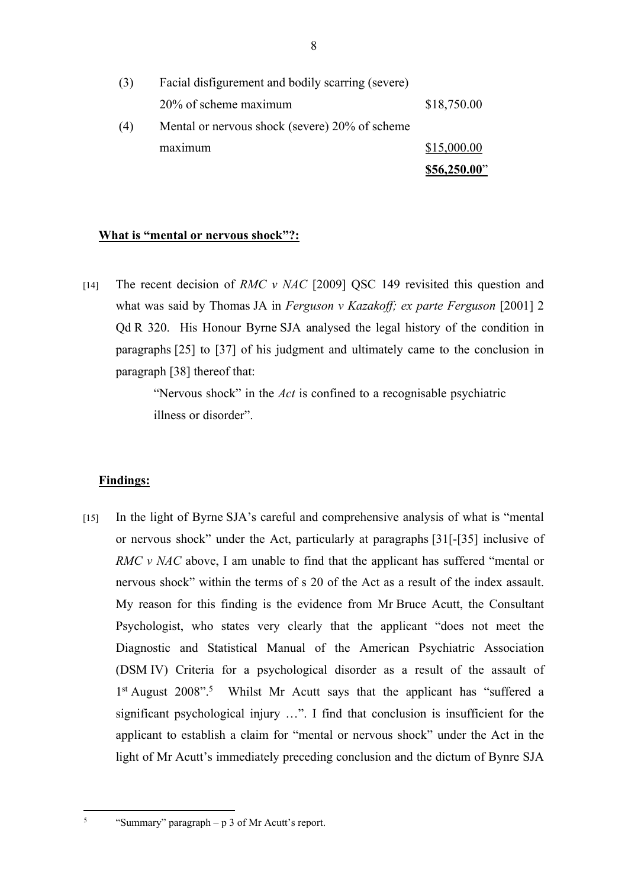| | | |
|---|---|---|
| (3) | Facial disfigurement and bodily scarring (severe) 20% of scheme maximum | $18,750.00 |
| (4) | Mental or nervous shock (severe) 20% of scheme maximum | $15,000.00 |
| | | **$56,250.00**" |

**What is "mental or nervous shock"?:**

[14] The recent decision of *RMC v NAC* [2009] QSC 149 revisited this question and what was said by Thomas JA in *Ferguson v Kazakoff; ex parte Ferguson* [2001] 2 Qd R 320. His Honour Byrne SJA analysed the legal history of the condition in paragraphs [25] to [37] of his judgment and ultimately came to the conclusion in paragraph [38] thereof that:

> "Nervous shock" in the *Act* is confined to a recognisable psychiatric illness or disorder".

**Findings:**

[15] In the light of Byrne SJA's careful and comprehensive analysis of what is "mental or nervous shock" under the Act, particularly at paragraphs [31[-[35] inclusive of *RMC v NAC* above, I am unable to find that the applicant has suffered "mental or nervous shock" within the terms of s 20 of the Act as a result of the index assault. My reason for this finding is the evidence from Mr Bruce Acutt, the Consultant Psychologist, who states very clearly that the applicant "does not meet the Diagnostic and Statistical Manual of the American Psychiatric Association (DSM IV) Criteria for a psychological disorder as a result of the assault of 1st August 2008".[5] Whilst Mr Acutt says that the applicant has "suffered a significant psychological injury …". I find that conclusion is insufficient for the applicant to establish a claim for "mental or nervous shock" under the Act in the light of Mr Acutt's immediately preceding conclusion and the dictum of Bynre SJA

[5] "Summary" paragraph – p 3 of Mr Acutt's report.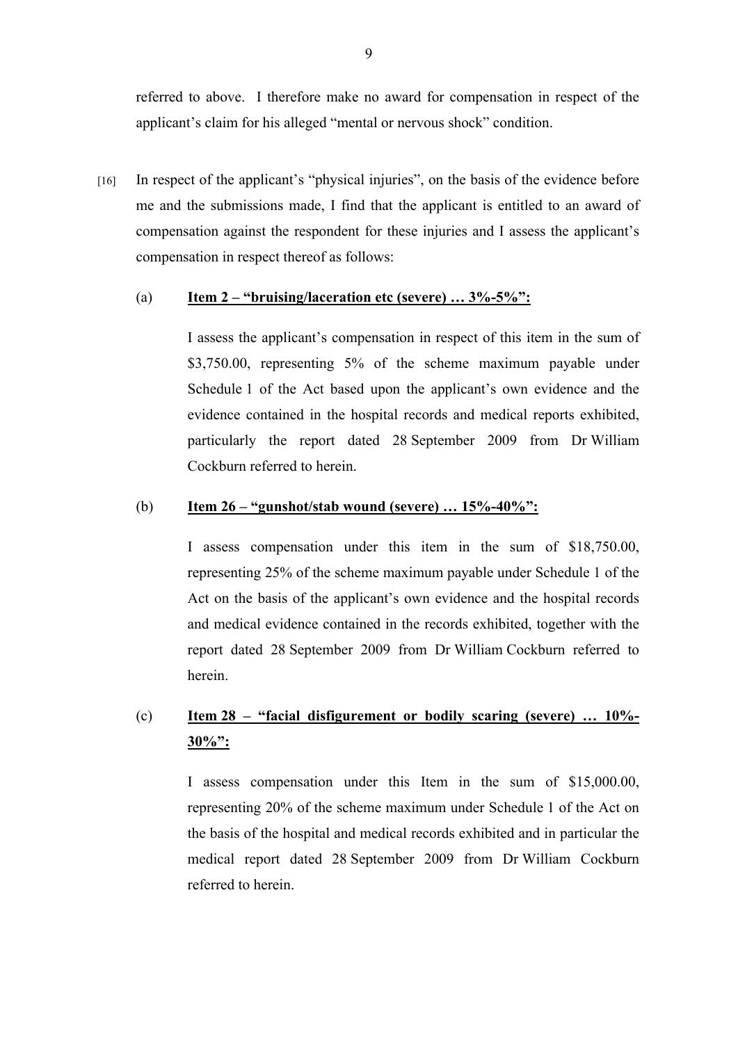referred to above. I therefore make no award for compensation in respect of the applicant's claim for his alleged "mental or nervous shock" condition.

[16] In respect of the applicant's "physical injuries", on the basis of the evidence before me and the submissions made, I find that the applicant is entitled to an award of compensation against the respondent for these injuries and I assess the applicant's compensation in respect thereof as follows:

(a) **<u>Item 2 – "bruising/laceration etc (severe) … 3%-5%":</u>**

I assess the applicant's compensation in respect of this item in the sum of $3,750.00, representing 5% of the scheme maximum payable under Schedule 1 of the Act based upon the applicant's own evidence and the evidence contained in the hospital records and medical reports exhibited, particularly the report dated 28 September 2009 from Dr William Cockburn referred to herein.

(b) **<u>Item 26 – "gunshot/stab wound (severe) … 15%-40%":</u>**

I assess compensation under this item in the sum of $18,750.00, representing 25% of the scheme maximum payable under Schedule 1 of the Act on the basis of the applicant's own evidence and the hospital records and medical evidence contained in the records exhibited, together with the report dated 28 September 2009 from Dr William Cockburn referred to herein.

(c) **<u>Item 28 – "facial disfigurement or bodily scaring (severe) … 10%-30%":</u>**

I assess compensation under this Item in the sum of $15,000.00, representing 20% of the scheme maximum under Schedule 1 of the Act on the basis of the hospital and medical records exhibited and in particular the medical report dated 28 September 2009 from Dr William Cockburn referred to herein.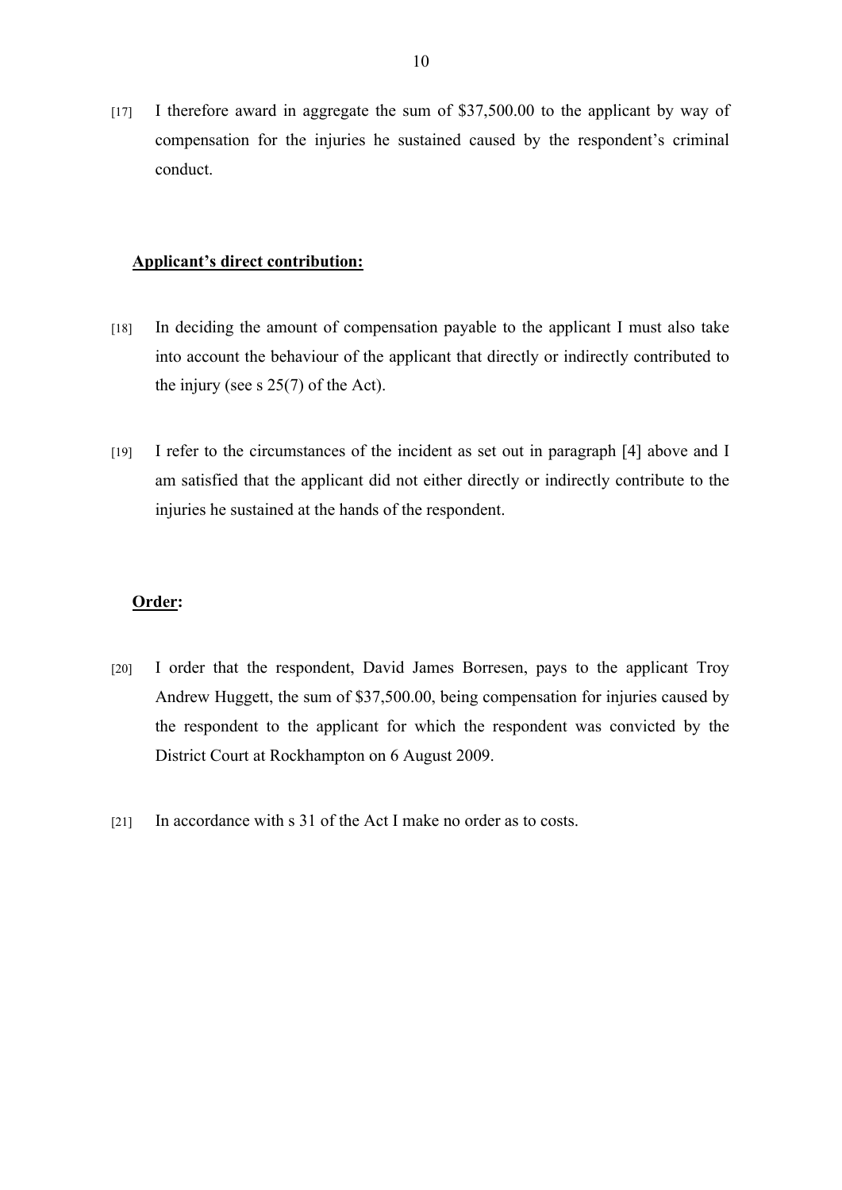[17] I therefore award in aggregate the sum of $37,500.00 to the applicant by way of compensation for the injuries he sustained caused by the respondent's criminal conduct.

**Applicant's direct contribution:**

[18] In deciding the amount of compensation payable to the applicant I must also take into account the behaviour of the applicant that directly or indirectly contributed to the injury (see s 25(7) of the Act).

[19] I refer to the circumstances of the incident as set out in paragraph [4] above and I am satisfied that the applicant did not either directly or indirectly contribute to the injuries he sustained at the hands of the respondent.

**Order:**

[20] I order that the respondent, David James Borresen, pays to the applicant Troy Andrew Huggett, the sum of $37,500.00, being compensation for injuries caused by the respondent to the applicant for which the respondent was convicted by the District Court at Rockhampton on 6 August 2009.

[21] In accordance with s 31 of the Act I make no order as to costs.